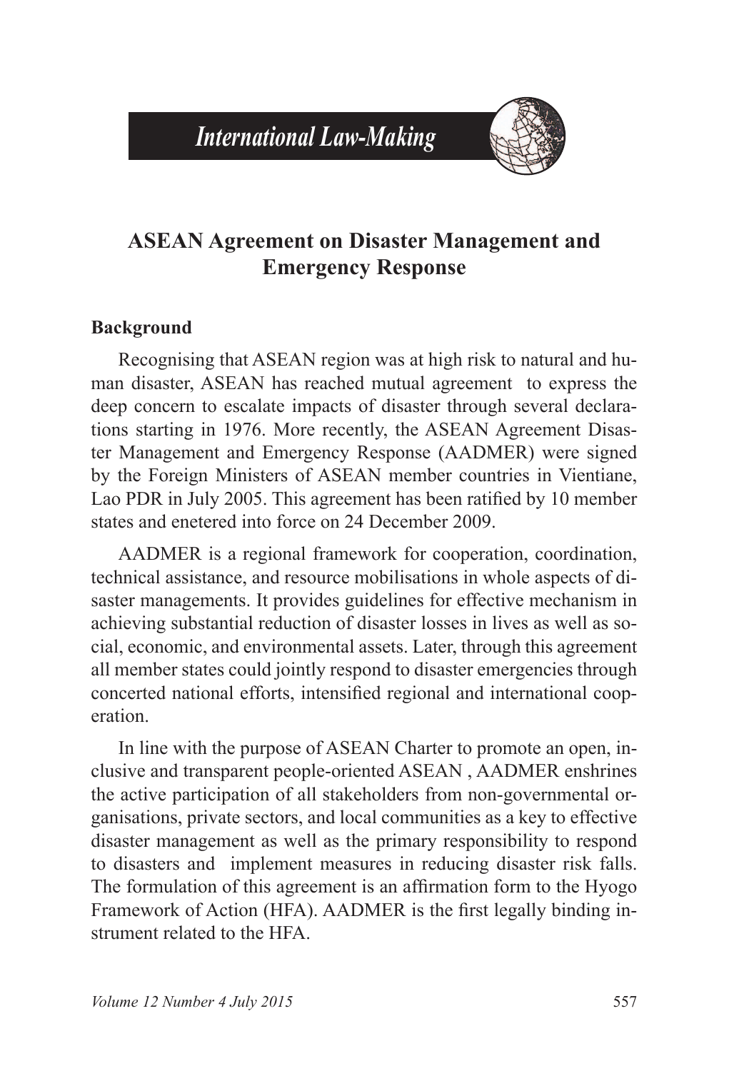# International Law-Making

## ASEAN Agreement on Disaster Management and Emergency Response

### Background

Recognising that ASEAN region was at high risk to natural and human disaster, ASEAN has reached mutual agreement to express the deep concern to escalate impacts of disaster through several declarations starting in 1976. More recently, the ASEAN Agreement Disaster Management and Emergency Response (AADMER) were signed by the Foreign Ministers of ASEAN member countries in Vientiane, Lao PDR in July 2005. This agreement has been ratified by 10 member states and enetered into force on 24 December 2009.

AADMER is a regional framework for cooperation, coordination, technical assistance, and resource mobilisations in whole aspects of disaster managements. It provides guidelines for effective mechanism in achieving substantial reduction of disaster losses in lives as well as social, economic, and environmental assets. Later, through this agreement all member states could jointly respond to disaster emergencies through concerted national efforts, intensified regional and international cooperation.

In line with the purpose of ASEAN Charter to promote an open, inclusive and transparent people-oriented ASEAN , AADMER enshrines the active participation of all stakeholders from non-governmental organisations, private sectors, and local communities as a key to effective disaster management as well as the primary responsibility to respond to disasters and implement measures in reducing disaster risk falls. The formulation of this agreement is an affirmation form to the Hyogo Framework of Action (HFA). AADMER is the first legally binding instrument related to the HFA.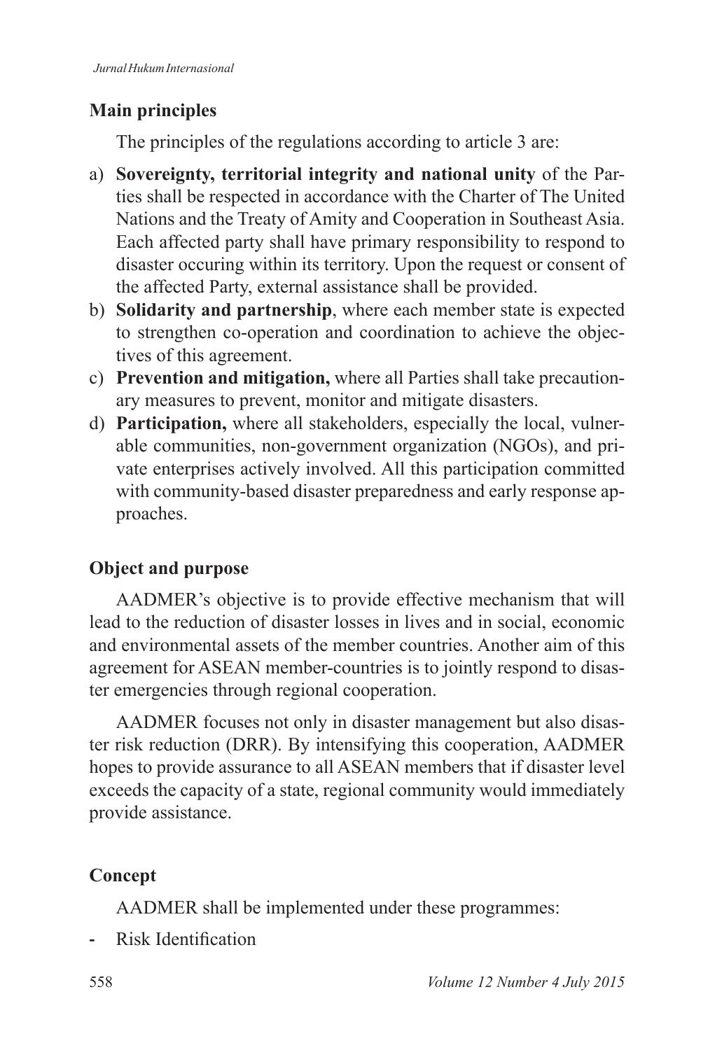## Main principles

The principles of the regulations according to article 3 are:

a) **Sovereignty, territorial integrity and national unity** of the Parties shall be respected in accordance with the Charter of The United Nations and the Treaty of Amity and Cooperation in Southeast Asia. Each affected party shall have primary responsibility to respond to disaster occuring within its territory. Upon the request or consent of the affected Party, external assistance shall be provided.
b) **Solidarity and partnership**, where each member state is expected to strengthen co-operation and coordination to achieve the objectives of this agreement.
c) **Prevention and mitigation,** where all Parties shall take precautionary measures to prevent, monitor and mitigate disasters.
d) **Participation,** where all stakeholders, especially the local, vulnerable communities, non-government organization (NGOs), and private enterprises actively involved. All this participation committed with community-based disaster preparedness and early response approaches.

## Object and purpose

AADMER's objective is to provide effective mechanism that will lead to the reduction of disaster losses in lives and in social, economic and environmental assets of the member countries. Another aim of this agreement for ASEAN member-countries is to jointly respond to disaster emergencies through regional cooperation.

AADMER focuses not only in disaster management but also disaster risk reduction (DRR). By intensifying this cooperation, AADMER hopes to provide assurance to all ASEAN members that if disaster level exceeds the capacity of a state, regional community would immediately provide assistance.

## Concept

AADMER shall be implemented under these programmes:

- Risk Identification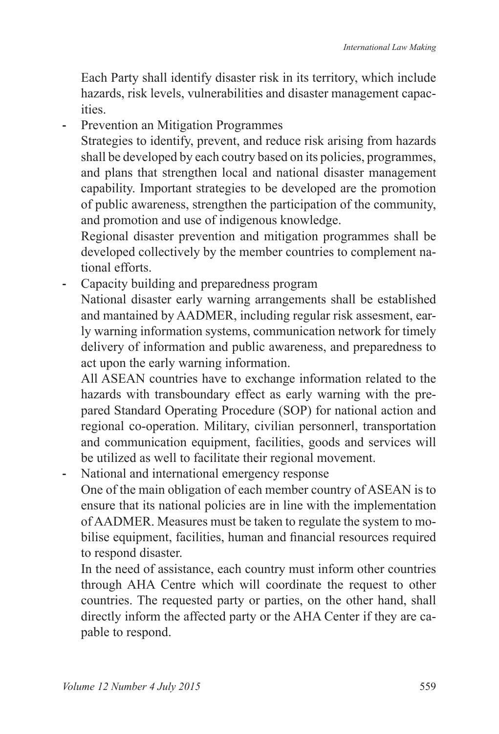Each Party shall identify disaster risk in its territory, which include hazards, risk levels, vulnerabilities and disaster management capacities.

- Prevention an Mitigation Programmes

  Strategies to identify, prevent, and reduce risk arising from hazards shall be developed by each coutry based on its policies, programmes, and plans that strengthen local and national disaster management capability. Important strategies to be developed are the promotion of public awareness, strengthen the participation of the community, and promotion and use of indigenous knowledge.

  Regional disaster prevention and mitigation programmes shall be developed collectively by the member countries to complement national efforts.

- Capacity building and preparedness program

  National disaster early warning arrangements shall be established and mantained by AADMER, including regular risk assesment, early warning information systems, communication network for timely delivery of information and public awareness, and preparedness to act upon the early warning information.

  All ASEAN countries have to exchange information related to the hazards with transboundary effect as early warning with the prepared Standard Operating Procedure (SOP) for national action and regional co-operation. Military, civilian personnerl, transportation and communication equipment, facilities, goods and services will be utilized as well to facilitate their regional movement.

- National and international emergency response

  One of the main obligation of each member country of ASEAN is to ensure that its national policies are in line with the implementation of AADMER. Measures must be taken to regulate the system to mobilise equipment, facilities, human and financial resources required to respond disaster.

  In the need of assistance, each country must inform other countries through AHA Centre which will coordinate the request to other countries. The requested party or parties, on the other hand, shall directly inform the affected party or the AHA Center if they are capable to respond.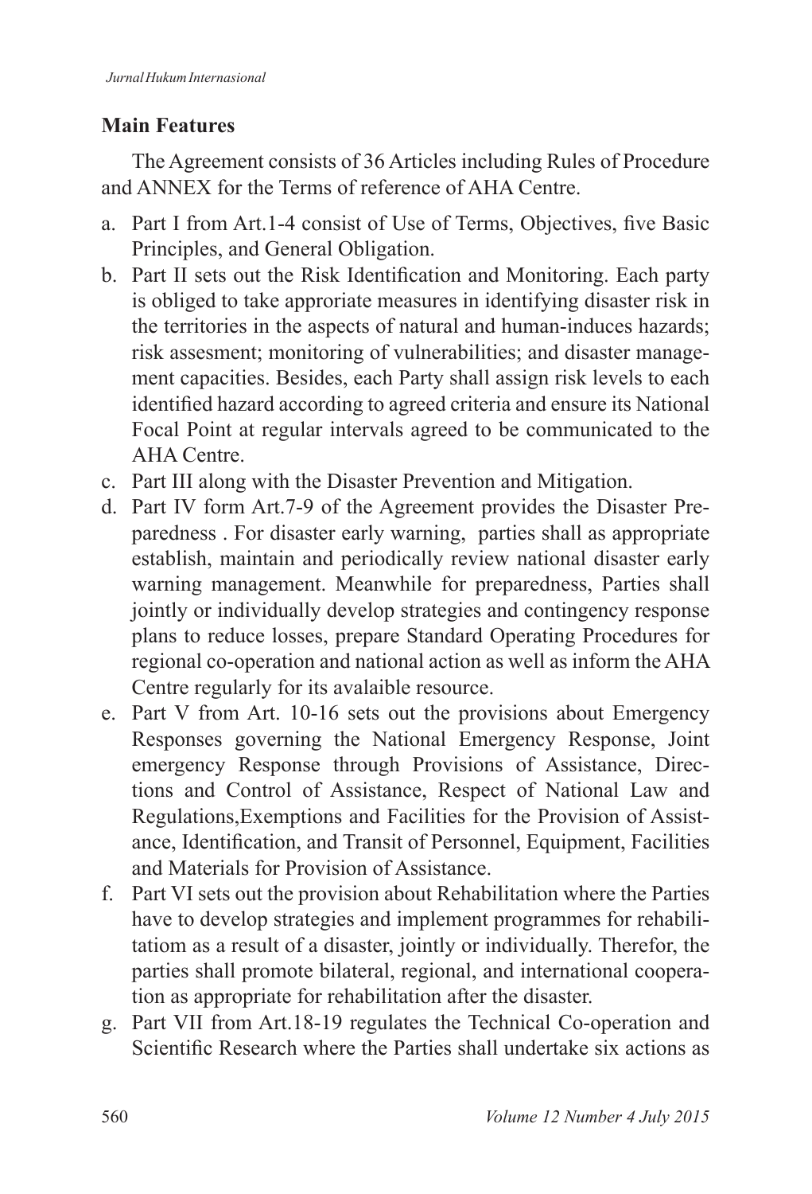**Main Features**

The Agreement consists of 36 Articles including Rules of Procedure and ANNEX for the Terms of reference of AHA Centre.

a. Part I from Art.1-4 consist of Use of Terms, Objectives, five Basic Principles, and General Obligation.
b. Part II sets out the Risk Identification and Monitoring. Each party is obliged to take approriate measures in identifying disaster risk in the territories in the aspects of natural and human-induces hazards; risk assesment; monitoring of vulnerabilities; and disaster management capacities. Besides, each Party shall assign risk levels to each identified hazard according to agreed criteria and ensure its National Focal Point at regular intervals agreed to be communicated to the AHA Centre.
c. Part III along with the Disaster Prevention and Mitigation.
d. Part IV form Art.7-9 of the Agreement provides the Disaster Preparedness . For disaster early warning, parties shall as appropriate establish, maintain and periodically review national disaster early warning management. Meanwhile for preparedness, Parties shall jointly or individually develop strategies and contingency response plans to reduce losses, prepare Standard Operating Procedures for regional co-operation and national action as well as inform the AHA Centre regularly for its avalaible resource.
e. Part V from Art. 10-16 sets out the provisions about Emergency Responses governing the National Emergency Response, Joint emergency Response through Provisions of Assistance, Directions and Control of Assistance, Respect of National Law and Regulations,Exemptions and Facilities for the Provision of Assistance, Identification, and Transit of Personnel, Equipment, Facilities and Materials for Provision of Assistance.
f. Part VI sets out the provision about Rehabilitation where the Parties have to develop strategies and implement programmes for rehabilitatiom as a result of a disaster, jointly or individually. Therefor, the parties shall promote bilateral, regional, and international cooperation as appropriate for rehabilitation after the disaster.
g. Part VII from Art.18-19 regulates the Technical Co-operation and Scientific Research where the Parties shall undertake six actions as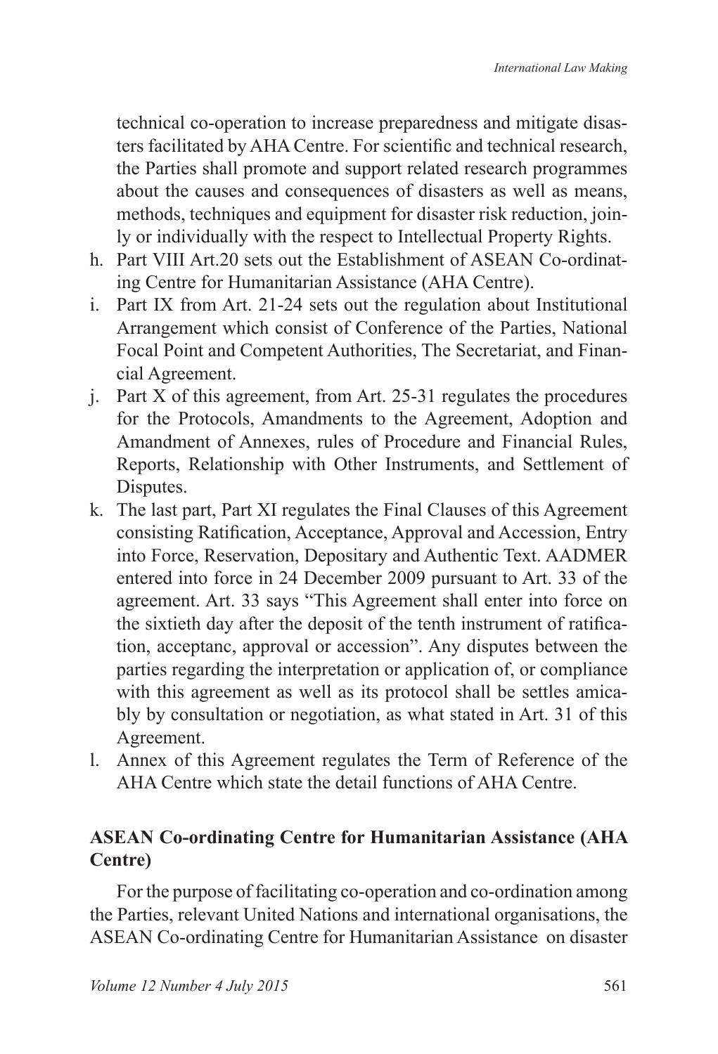technical co-operation to increase preparedness and mitigate disasters facilitated by AHA Centre. For scientific and technical research, the Parties shall promote and support related research programmes about the causes and consequences of disasters as well as means, methods, techniques and equipment for disaster risk reduction, jointly or individually with the respect to Intellectual Property Rights.

h. Part VIII Art.20 sets out the Establishment of ASEAN Co-ordinating Centre for Humanitarian Assistance (AHA Centre).
i. Part IX from Art. 21-24 sets out the regulation about Institutional Arrangement which consist of Conference of the Parties, National Focal Point and Competent Authorities, The Secretariat, and Financial Agreement.
j. Part X of this agreement, from Art. 25-31 regulates the procedures for the Protocols, Amandments to the Agreement, Adoption and Amandment of Annexes, rules of Procedure and Financial Rules, Reports, Relationship with Other Instruments, and Settlement of Disputes.
k. The last part, Part XI regulates the Final Clauses of this Agreement consisting Ratification, Acceptance, Approval and Accession, Entry into Force, Reservation, Depositary and Authentic Text. AADMER entered into force in 24 December 2009 pursuant to Art. 33 of the agreement. Art. 33 says "This Agreement shall enter into force on the sixtieth day after the deposit of the tenth instrument of ratification, acceptanc, approval or accession". Any disputes between the parties regarding the interpretation or application of, or compliance with this agreement as well as its protocol shall be settles amicably by consultation or negotiation, as what stated in Art. 31 of this Agreement.
l. Annex of this Agreement regulates the Term of Reference of the AHA Centre which state the detail functions of AHA Centre.

**ASEAN Co-ordinating Centre for Humanitarian Assistance (AHA Centre)**

For the purpose of facilitating co-operation and co-ordination among the Parties, relevant United Nations and international organisations, the ASEAN Co-ordinating Centre for Humanitarian Assistance on disaster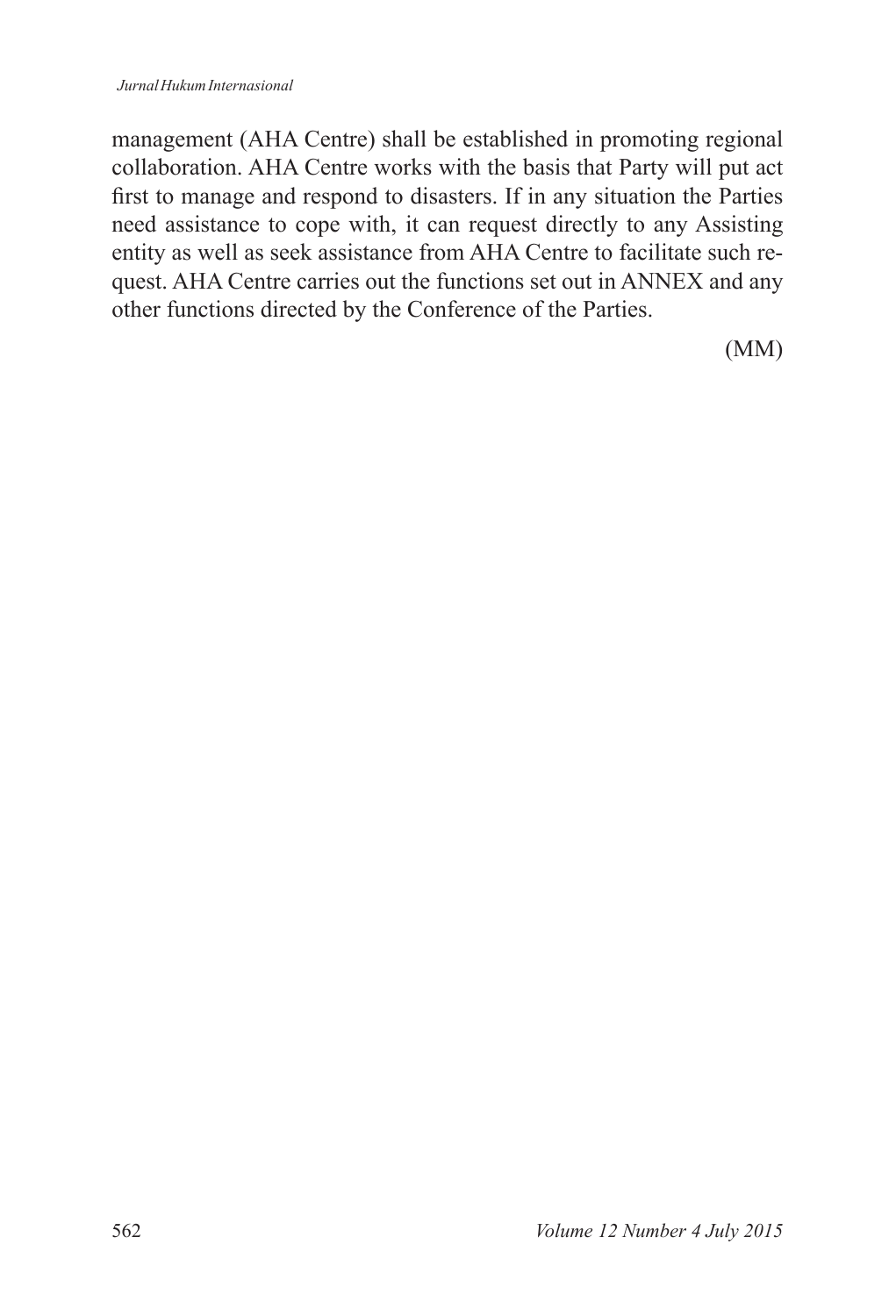management (AHA Centre) shall be established in promoting regional collaboration. AHA Centre works with the basis that Party will put act first to manage and respond to disasters. If in any situation the Parties need assistance to cope with, it can request directly to any Assisting entity as well as seek assistance from AHA Centre to facilitate such request. AHA Centre carries out the functions set out in ANNEX and any other functions directed by the Conference of the Parties.

(MM)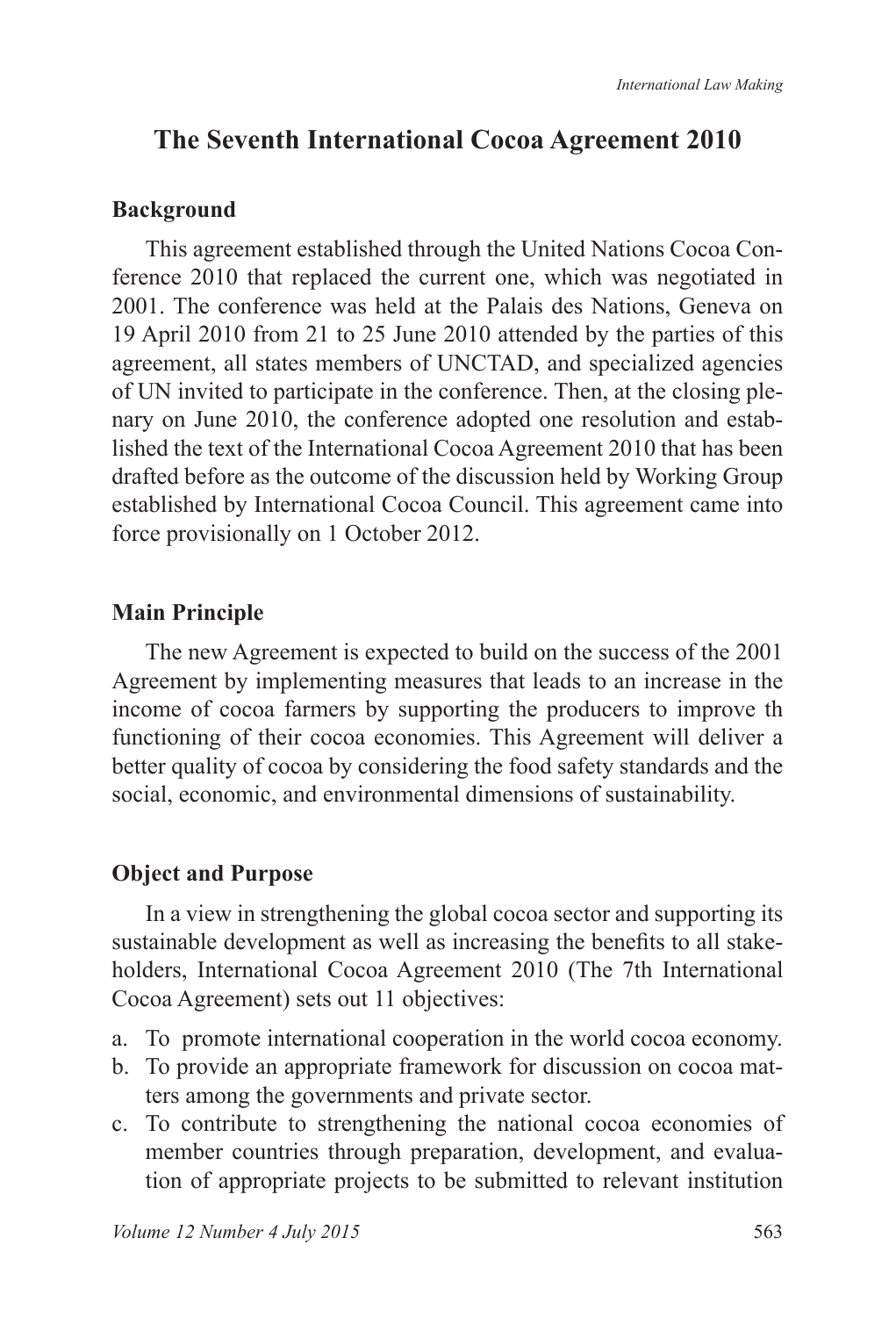## The Seventh International Cocoa Agreement 2010

### Background

This agreement established through the United Nations Cocoa Conference 2010 that replaced the current one, which was negotiated in 2001. The conference was held at the Palais des Nations, Geneva on 19 April 2010 from 21 to 25 June 2010 attended by the parties of this agreement, all states members of UNCTAD, and specialized agencies of UN invited to participate in the conference. Then, at the closing plenary on June 2010, the conference adopted one resolution and established the text of the International Cocoa Agreement 2010 that has been drafted before as the outcome of the discussion held by Working Group established by International Cocoa Council. This agreement came into force provisionally on 1 October 2012.

### Main Principle

The new Agreement is expected to build on the success of the 2001 Agreement by implementing measures that leads to an increase in the income of cocoa farmers by supporting the producers to improve th functioning of their cocoa economies. This Agreement will deliver a better quality of cocoa by considering the food safety standards and the social, economic, and environmental dimensions of sustainability.

### Object and Purpose

In a view in strengthening the global cocoa sector and supporting its sustainable development as well as increasing the benefits to all stakeholders, International Cocoa Agreement 2010 (The 7th International Cocoa Agreement) sets out 11 objectives:

a. To promote international cooperation in the world cocoa economy.
b. To provide an appropriate framework for discussion on cocoa matters among the governments and private sector.
c. To contribute to strengthening the national cocoa economies of member countries through preparation, development, and evaluation of appropriate projects to be submitted to relevant institution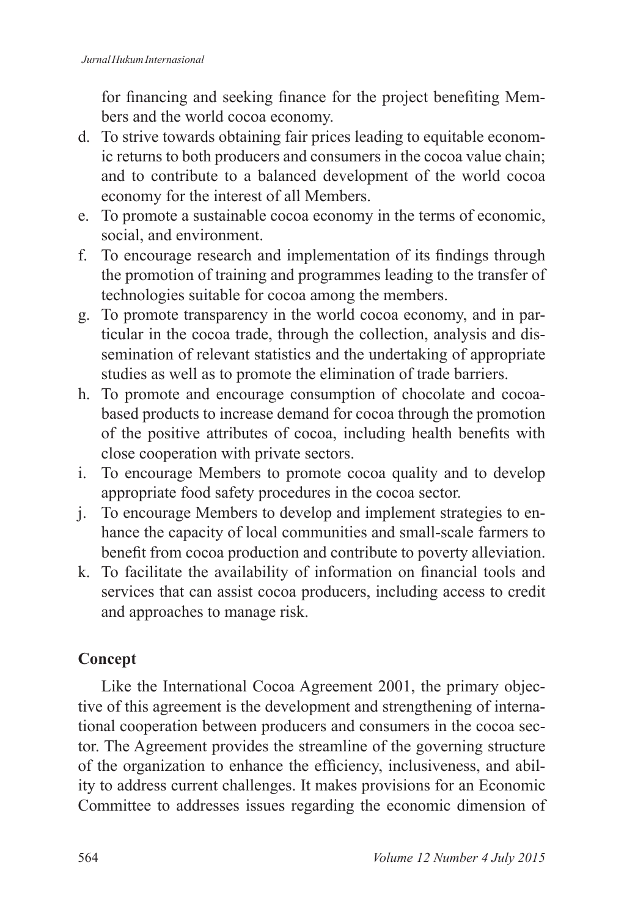for financing and seeking finance for the project benefiting Members and the world cocoa economy.

d. To strive towards obtaining fair prices leading to equitable economic returns to both producers and consumers in the cocoa value chain; and to contribute to a balanced development of the world cocoa economy for the interest of all Members.
e. To promote a sustainable cocoa economy in the terms of economic, social, and environment.
f. To encourage research and implementation of its findings through the promotion of training and programmes leading to the transfer of technologies suitable for cocoa among the members.
g. To promote transparency in the world cocoa economy, and in particular in the cocoa trade, through the collection, analysis and dissemination of relevant statistics and the undertaking of appropriate studies as well as to promote the elimination of trade barriers.
h. To promote and encourage consumption of chocolate and cocoa-based products to increase demand for cocoa through the promotion of the positive attributes of cocoa, including health benefits with close cooperation with private sectors.
i. To encourage Members to promote cocoa quality and to develop appropriate food safety procedures in the cocoa sector.
j. To encourage Members to develop and implement strategies to enhance the capacity of local communities and small-scale farmers to benefit from cocoa production and contribute to poverty alleviation.
k. To facilitate the availability of information on financial tools and services that can assist cocoa producers, including access to credit and approaches to manage risk.

## Concept

Like the International Cocoa Agreement 2001, the primary objective of this agreement is the development and strengthening of international cooperation between producers and consumers in the cocoa sector. The Agreement provides the streamline of the governing structure of the organization to enhance the efficiency, inclusiveness, and ability to address current challenges. It makes provisions for an Economic Committee to addresses issues regarding the economic dimension of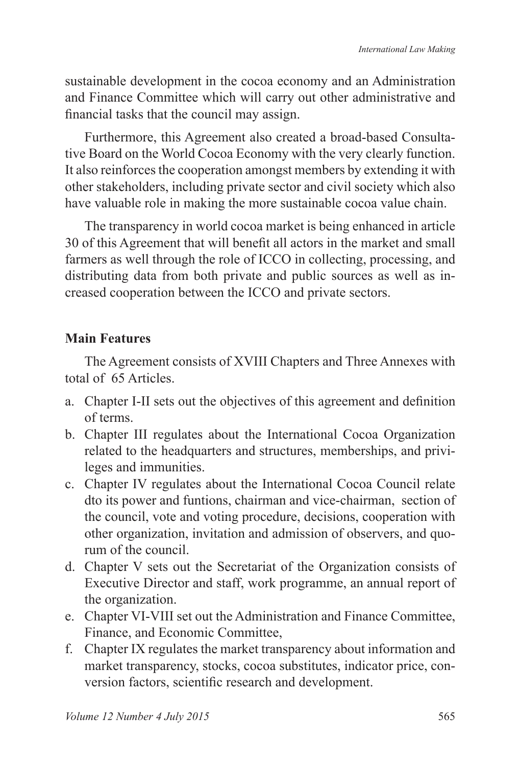sustainable development in the cocoa economy and an Administration and Finance Committee which will carry out other administrative and financial tasks that the council may assign.

Furthermore, this Agreement also created a broad-based Consultative Board on the World Cocoa Economy with the very clearly function. It also reinforces the cooperation amongst members by extending it with other stakeholders, including private sector and civil society which also have valuable role in making the more sustainable cocoa value chain.

The transparency in world cocoa market is being enhanced in article 30 of this Agreement that will benefit all actors in the market and small farmers as well through the role of ICCO in collecting, processing, and distributing data from both private and public sources as well as increased cooperation between the ICCO and private sectors.

**Main Features**

The Agreement consists of XVIII Chapters and Three Annexes with total of 65 Articles.

a. Chapter I-II sets out the objectives of this agreement and definition of terms.
b. Chapter III regulates about the International Cocoa Organization related to the headquarters and structures, memberships, and privileges and immunities.
c. Chapter IV regulates about the International Cocoa Council relate dto its power and funtions, chairman and vice-chairman, section of the council, vote and voting procedure, decisions, cooperation with other organization, invitation and admission of observers, and quorum of the council.
d. Chapter V sets out the Secretariat of the Organization consists of Executive Director and staff, work programme, an annual report of the organization.
e. Chapter VI-VIII set out the Administration and Finance Committee, Finance, and Economic Committee,
f. Chapter IX regulates the market transparency about information and market transparency, stocks, cocoa substitutes, indicator price, conversion factors, scientific research and development.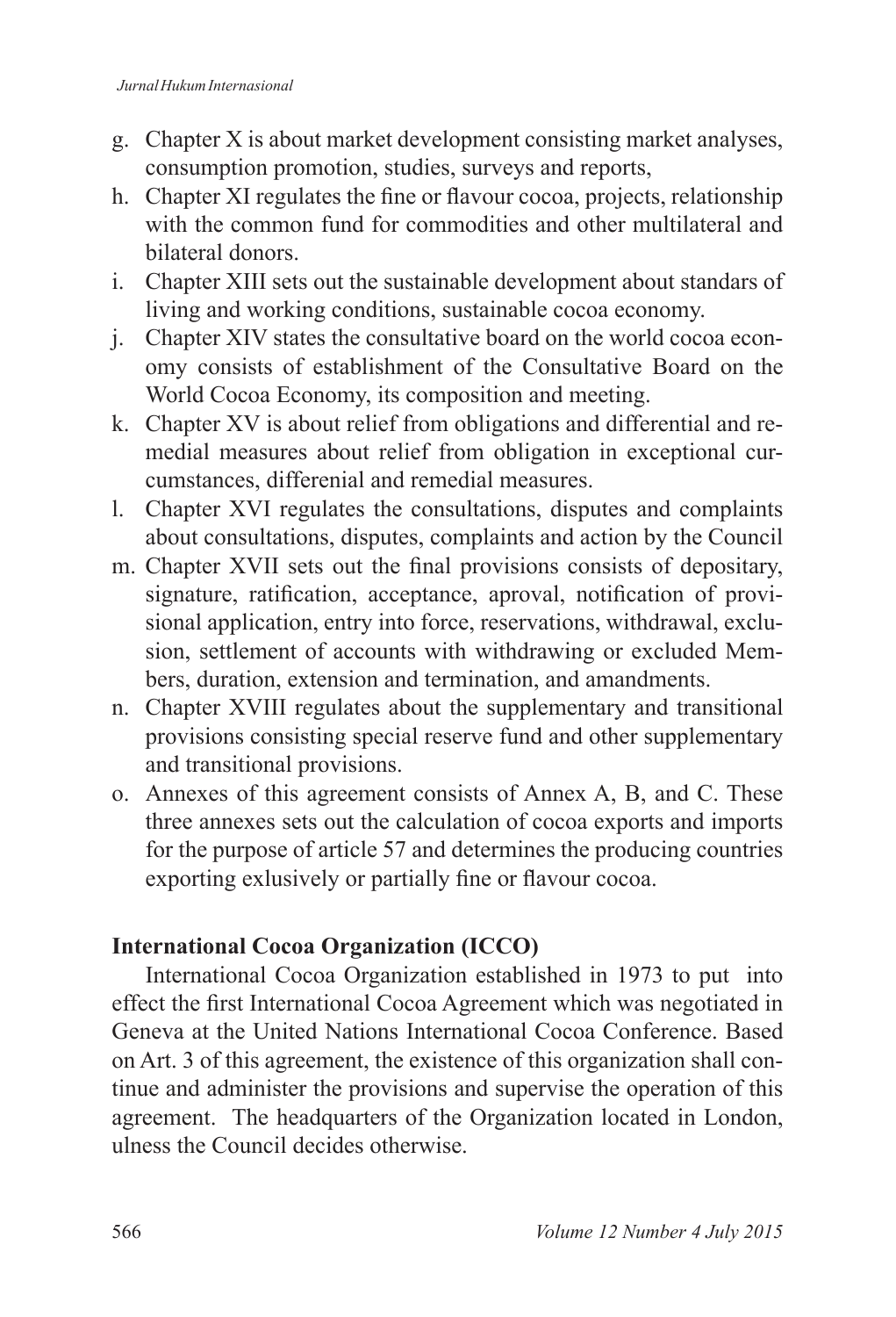g. Chapter X is about market development consisting market analyses, consumption promotion, studies, surveys and reports,
h. Chapter XI regulates the fine or flavour cocoa, projects, relationship with the common fund for commodities and other multilateral and bilateral donors.
i. Chapter XIII sets out the sustainable development about standars of living and working conditions, sustainable cocoa economy.
j. Chapter XIV states the consultative board on the world cocoa economy consists of establishment of the Consultative Board on the World Cocoa Economy, its composition and meeting.
k. Chapter XV is about relief from obligations and differential and remedial measures about relief from obligation in exceptional curcumstances, differenial and remedial measures.
l. Chapter XVI regulates the consultations, disputes and complaints about consultations, disputes, complaints and action by the Council
m. Chapter XVII sets out the final provisions consists of depositary, signature, ratification, acceptance, aproval, notification of provisional application, entry into force, reservations, withdrawal, exclusion, settlement of accounts with withdrawing or excluded Members, duration, extension and termination, and amandments.
n. Chapter XVIII regulates about the supplementary and transitional provisions consisting special reserve fund and other supplementary and transitional provisions.
o. Annexes of this agreement consists of Annex A, B, and C. These three annexes sets out the calculation of cocoa exports and imports for the purpose of article 57 and determines the producing countries exporting exlusively or partially fine or flavour cocoa.

**International Cocoa Organization (ICCO)**

International Cocoa Organization established in 1973 to put into effect the first International Cocoa Agreement which was negotiated in Geneva at the United Nations International Cocoa Conference. Based on Art. 3 of this agreement, the existence of this organization shall continue and administer the provisions and supervise the operation of this agreement. The headquarters of the Organization located in London, ulness the Council decides otherwise.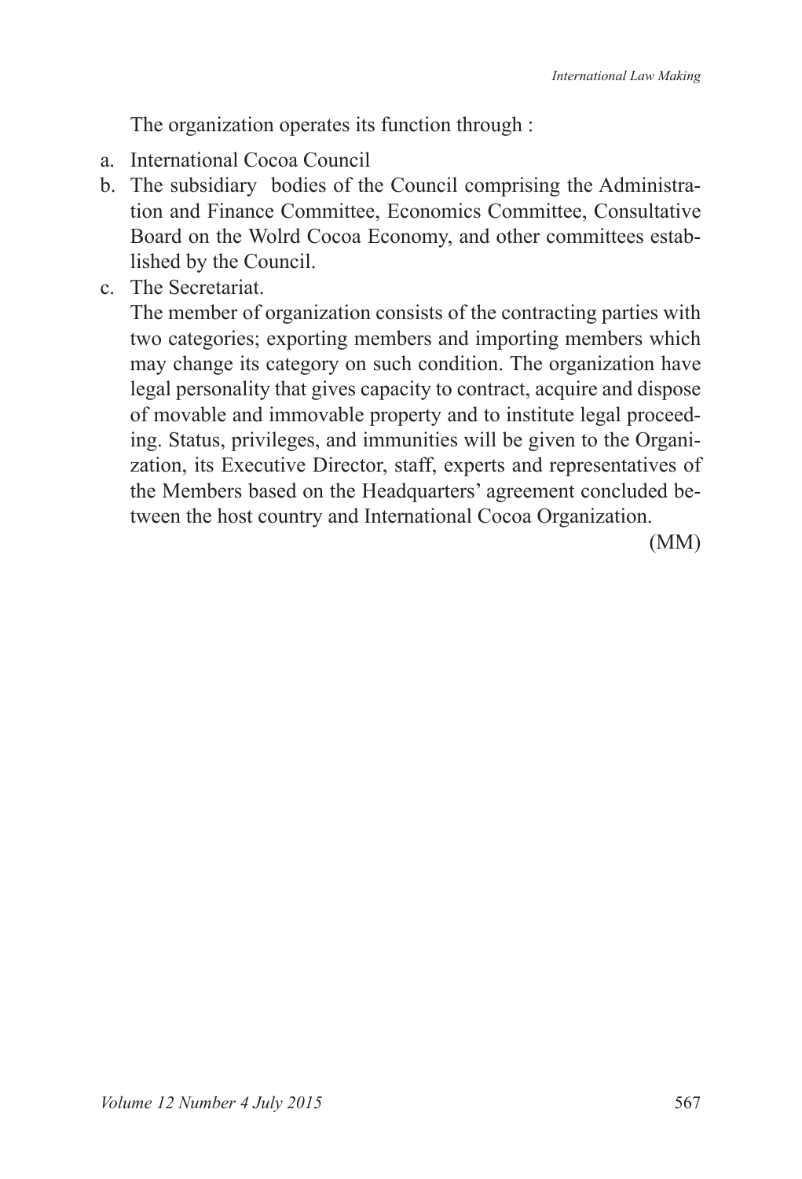The organization operates its function through :

a. International Cocoa Council
b. The subsidiary bodies of the Council comprising the Administration and Finance Committee, Economics Committee, Consultative Board on the Wolrd Cocoa Economy, and other committees established by the Council.
c. The Secretariat.

   The member of organization consists of the contracting parties with two categories; exporting members and importing members which may change its category on such condition. The organization have legal personality that gives capacity to contract, acquire and dispose of movable and immovable property and to institute legal proceeding. Status, privileges, and immunities will be given to the Organization, its Executive Director, staff, experts and representatives of the Members based on the Headquarters' agreement concluded between the host country and International Cocoa Organization.

(MM)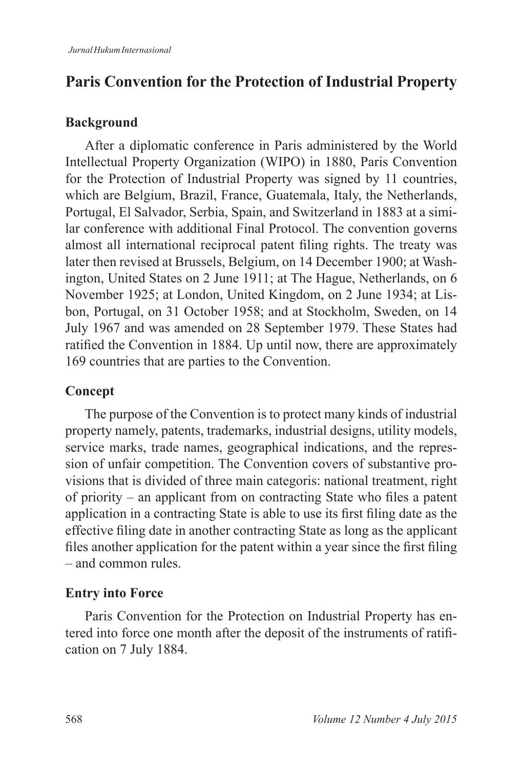## Paris Convention for the Protection of Industrial Property

### Background

After a diplomatic conference in Paris administered by the World Intellectual Property Organization (WIPO) in 1880, Paris Convention for the Protection of Industrial Property was signed by 11 countries, which are Belgium, Brazil, France, Guatemala, Italy, the Netherlands, Portugal, El Salvador, Serbia, Spain, and Switzerland in 1883 at a similar conference with additional Final Protocol. The convention governs almost all international reciprocal patent filing rights. The treaty was later then revised at Brussels, Belgium, on 14 December 1900; at Washington, United States on 2 June 1911; at The Hague, Netherlands, on 6 November 1925; at London, United Kingdom, on 2 June 1934; at Lisbon, Portugal, on 31 October 1958; and at Stockholm, Sweden, on 14 July 1967 and was amended on 28 September 1979. These States had ratified the Convention in 1884. Up until now, there are approximately 169 countries that are parties to the Convention.

### Concept

The purpose of the Convention is to protect many kinds of industrial property namely, patents, trademarks, industrial designs, utility models, service marks, trade names, geographical indications, and the repression of unfair competition. The Convention covers of substantive provisions that is divided of three main categoris: national treatment, right of priority – an applicant from on contracting State who files a patent application in a contracting State is able to use its first filing date as the effective filing date in another contracting State as long as the applicant files another application for the patent within a year since the first filing – and common rules.

### Entry into Force

Paris Convention for the Protection on Industrial Property has entered into force one month after the deposit of the instruments of ratification on 7 July 1884.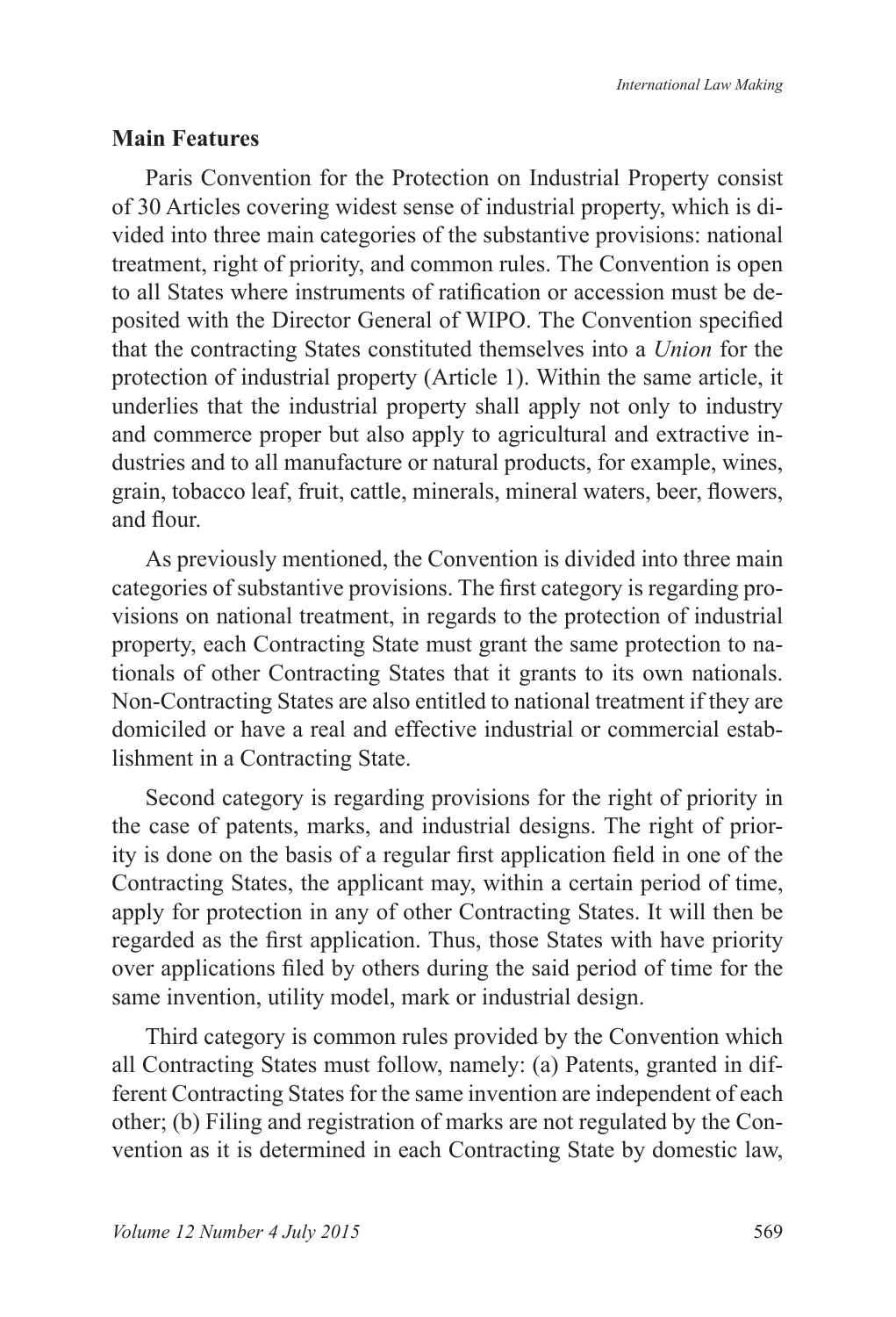### Main Features

Paris Convention for the Protection on Industrial Property consist of 30 Articles covering widest sense of industrial property, which is divided into three main categories of the substantive provisions: national treatment, right of priority, and common rules. The Convention is open to all States where instruments of ratification or accession must be deposited with the Director General of WIPO. The Convention specified that the contracting States constituted themselves into a *Union* for the protection of industrial property (Article 1). Within the same article, it underlies that the industrial property shall apply not only to industry and commerce proper but also apply to agricultural and extractive industries and to all manufacture or natural products, for example, wines, grain, tobacco leaf, fruit, cattle, minerals, mineral waters, beer, flowers, and flour.

As previously mentioned, the Convention is divided into three main categories of substantive provisions. The first category is regarding provisions on national treatment, in regards to the protection of industrial property, each Contracting State must grant the same protection to nationals of other Contracting States that it grants to its own nationals. Non-Contracting States are also entitled to national treatment if they are domiciled or have a real and effective industrial or commercial establishment in a Contracting State.

Second category is regarding provisions for the right of priority in the case of patents, marks, and industrial designs. The right of priority is done on the basis of a regular first application field in one of the Contracting States, the applicant may, within a certain period of time, apply for protection in any of other Contracting States. It will then be regarded as the first application. Thus, those States with have priority over applications filed by others during the said period of time for the same invention, utility model, mark or industrial design.

Third category is common rules provided by the Convention which all Contracting States must follow, namely: (a) Patents, granted in different Contracting States for the same invention are independent of each other; (b) Filing and registration of marks are not regulated by the Convention as it is determined in each Contracting State by domestic law,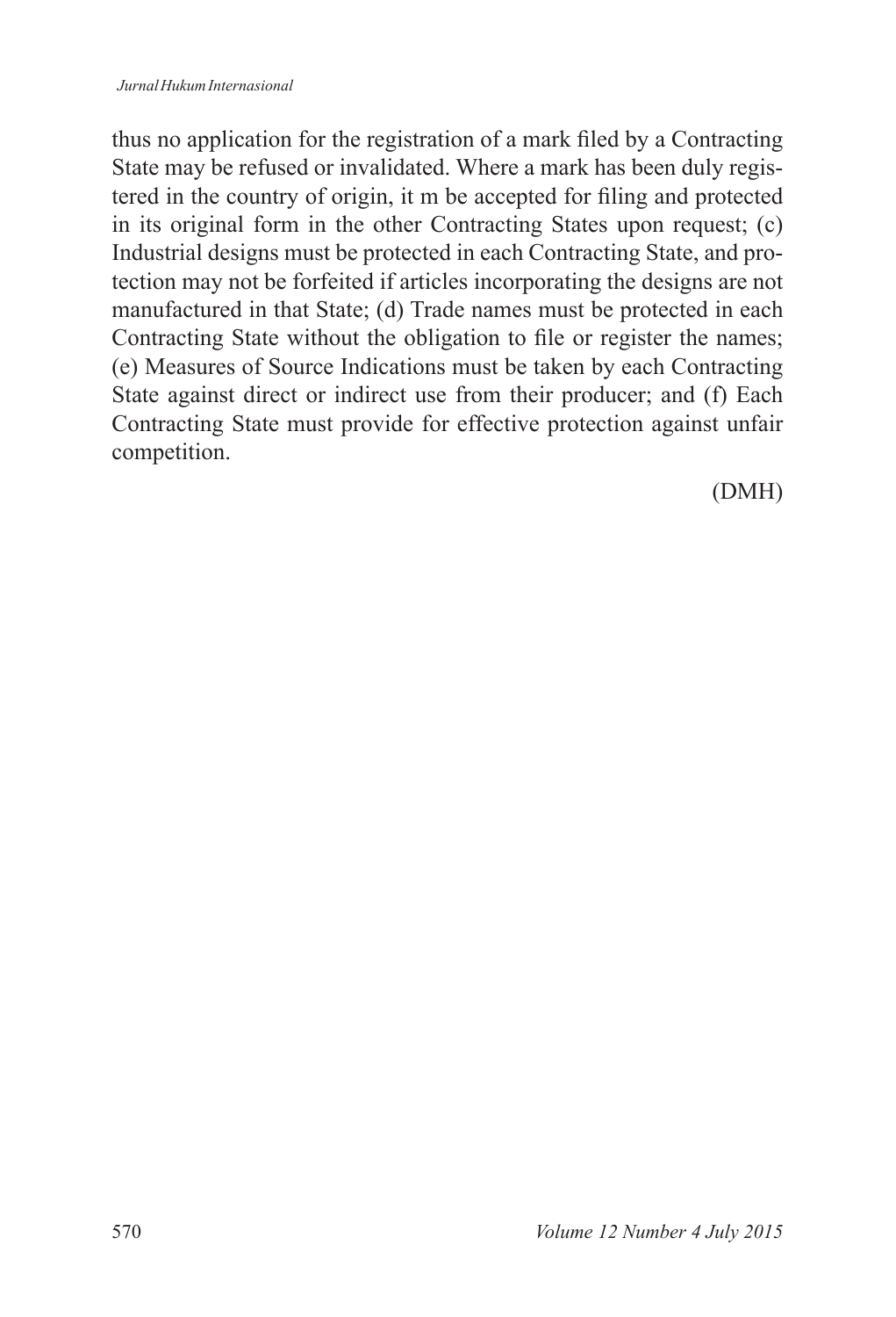thus no application for the registration of a mark filed by a Contracting State may be refused or invalidated. Where a mark has been duly registered in the country of origin, it m be accepted for filing and protected in its original form in the other Contracting States upon request; (c) Industrial designs must be protected in each Contracting State, and protection may not be forfeited if articles incorporating the designs are not manufactured in that State; (d) Trade names must be protected in each Contracting State without the obligation to file or register the names; (e) Measures of Source Indications must be taken by each Contracting State against direct or indirect use from their producer; and (f) Each Contracting State must provide for effective protection against unfair competition.

(DMH)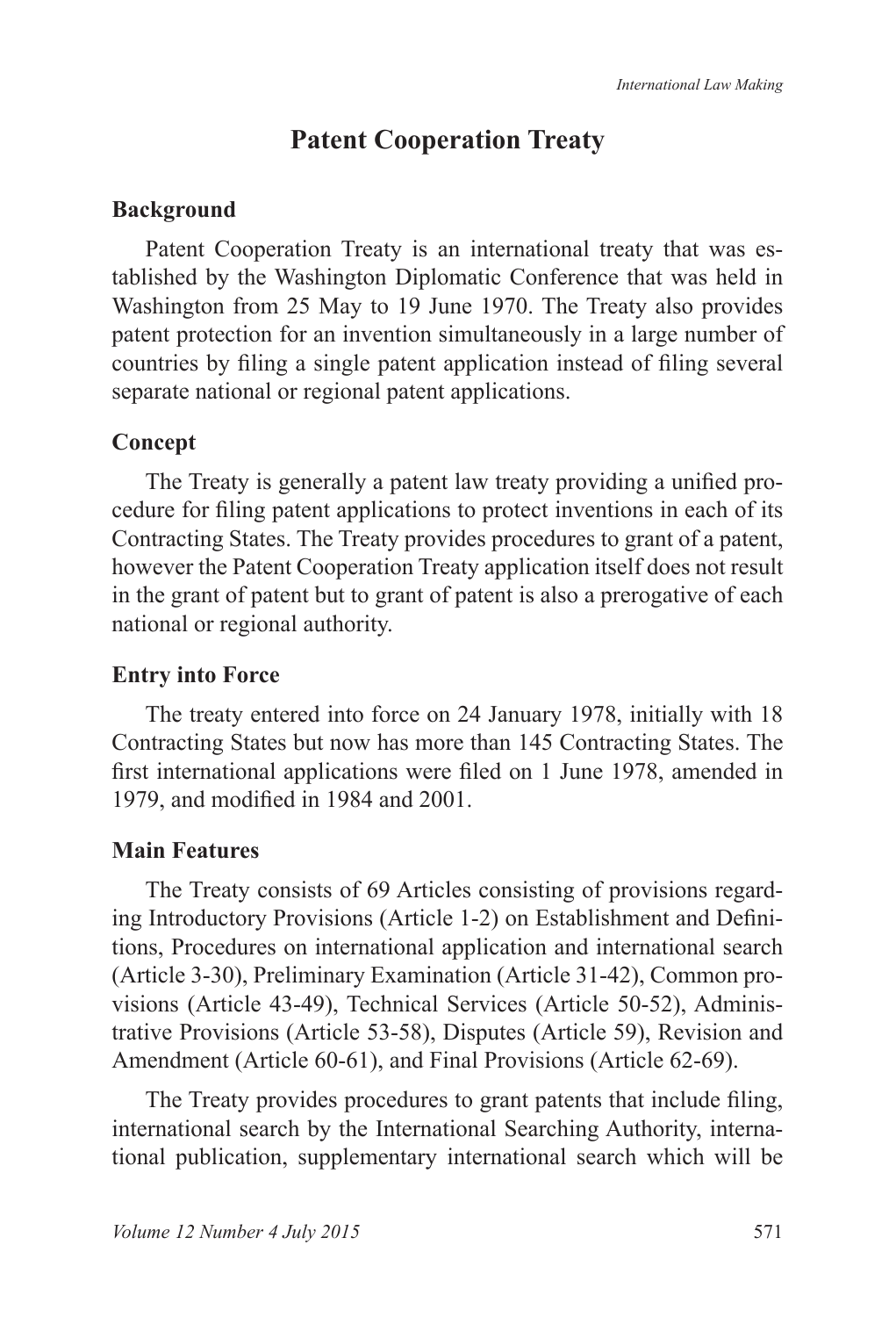## Patent Cooperation Treaty

### Background

Patent Cooperation Treaty is an international treaty that was established by the Washington Diplomatic Conference that was held in Washington from 25 May to 19 June 1970. The Treaty also provides patent protection for an invention simultaneously in a large number of countries by filing a single patent application instead of filing several separate national or regional patent applications.

### Concept

The Treaty is generally a patent law treaty providing a unified procedure for filing patent applications to protect inventions in each of its Contracting States. The Treaty provides procedures to grant of a patent, however the Patent Cooperation Treaty application itself does not result in the grant of patent but to grant of patent is also a prerogative of each national or regional authority.

### Entry into Force

The treaty entered into force on 24 January 1978, initially with 18 Contracting States but now has more than 145 Contracting States. The first international applications were filed on 1 June 1978, amended in 1979, and modified in 1984 and 2001.

### Main Features

The Treaty consists of 69 Articles consisting of provisions regarding Introductory Provisions (Article 1-2) on Establishment and Definitions, Procedures on international application and international search (Article 3-30), Preliminary Examination (Article 31-42), Common provisions (Article 43-49), Technical Services (Article 50-52), Administrative Provisions (Article 53-58), Disputes (Article 59), Revision and Amendment (Article 60-61), and Final Provisions (Article 62-69).

The Treaty provides procedures to grant patents that include filing, international search by the International Searching Authority, international publication, supplementary international search which will be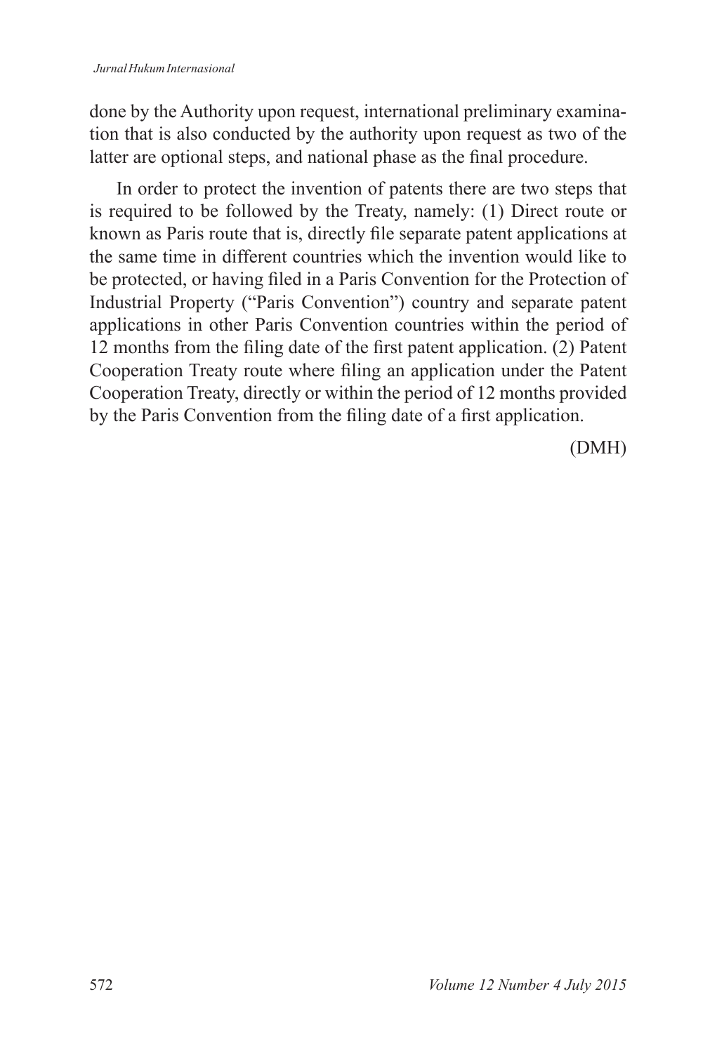done by the Authority upon request, international preliminary examination that is also conducted by the authority upon request as two of the latter are optional steps, and national phase as the final procedure.

In order to protect the invention of patents there are two steps that is required to be followed by the Treaty, namely: (1) Direct route or known as Paris route that is, directly file separate patent applications at the same time in different countries which the invention would like to be protected, or having filed in a Paris Convention for the Protection of Industrial Property ("Paris Convention") country and separate patent applications in other Paris Convention countries within the period of 12 months from the filing date of the first patent application. (2) Patent Cooperation Treaty route where filing an application under the Patent Cooperation Treaty, directly or within the period of 12 months provided by the Paris Convention from the filing date of a first application.

(DMH)